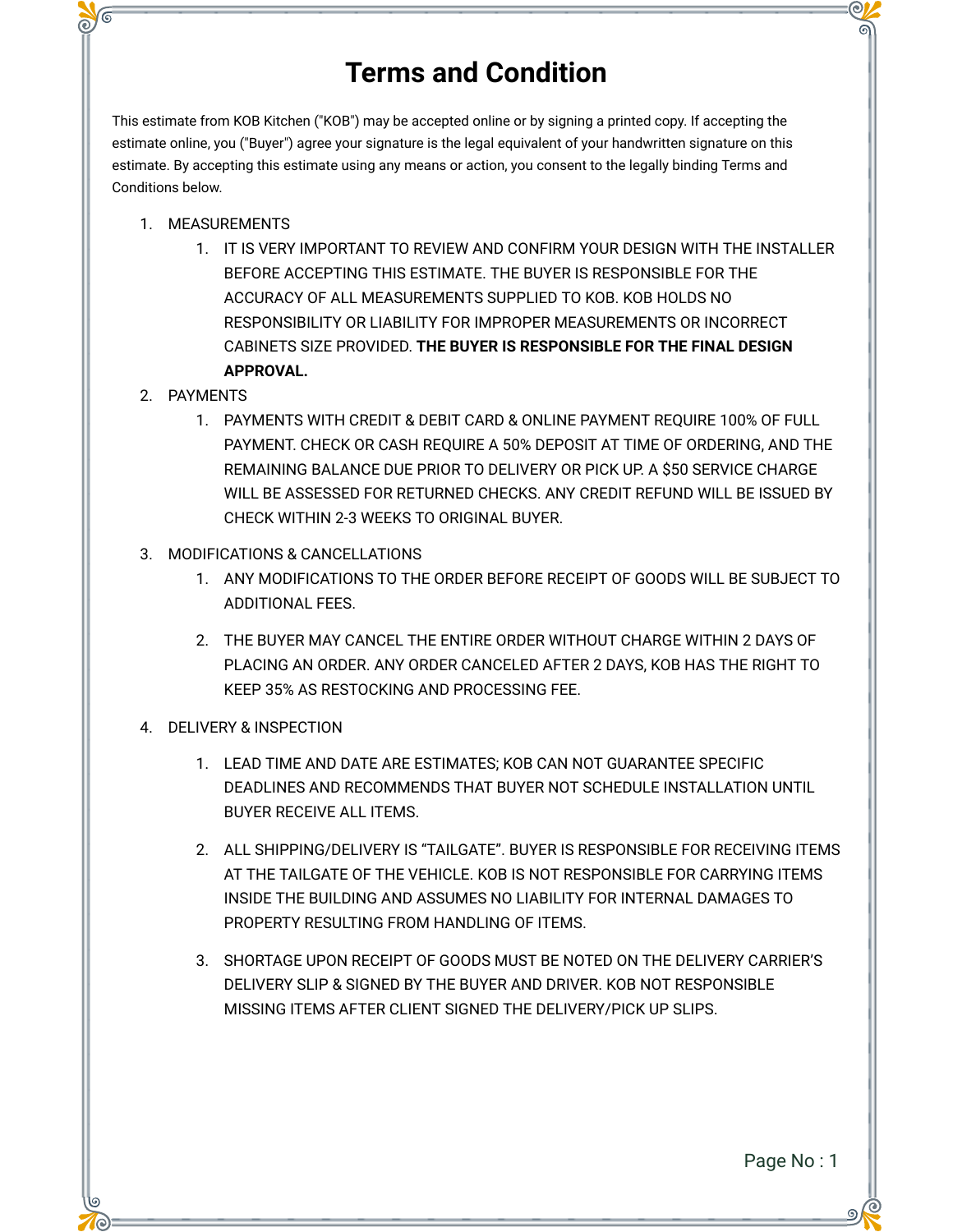# Terms and Condition

This estimate from KOB Kitchen ("KOB") may be accepted online or by signing a printed copy. If accepting the estimate online, you ("Buyer") agree your signature is the legal equivalent of your handwritten signature on this estimate. By accepting this estimate using any means or action, you consent to the legally binding Terms and Conditions below.

1. MEASUREMENTS
    1. IT IS VERY IMPORTANT TO REVIEW AND CONFIRM YOUR DESIGN WITH THE INSTALLER BEFORE ACCEPTING THIS ESTIMATE. THE BUYER IS RESPONSIBLE FOR THE ACCURACY OF ALL MEASUREMENTS SUPPLIED TO KOB. KOB HOLDS NO RESPONSIBILITY OR LIABILITY FOR IMPROPER MEASUREMENTS OR INCORRECT CABINETS SIZE PROVIDED. **THE BUYER IS RESPONSIBLE FOR THE FINAL DESIGN APPROVAL.**
2. PAYMENTS
    1. PAYMENTS WITH CREDIT & DEBIT CARD & ONLINE PAYMENT REQUIRE 100% OF FULL PAYMENT. CHECK OR CASH REQUIRE A 50% DEPOSIT AT TIME OF ORDERING, AND THE REMAINING BALANCE DUE PRIOR TO DELIVERY OR PICK UP. A $50 SERVICE CHARGE WILL BE ASSESSED FOR RETURNED CHECKS. ANY CREDIT REFUND WILL BE ISSUED BY CHECK WITHIN 2-3 WEEKS TO ORIGINAL BUYER.
3. MODIFICATIONS & CANCELLATIONS
    1. ANY MODIFICATIONS TO THE ORDER BEFORE RECEIPT OF GOODS WILL BE SUBJECT TO ADDITIONAL FEES.
    2. THE BUYER MAY CANCEL THE ENTIRE ORDER WITHOUT CHARGE WITHIN 2 DAYS OF PLACING AN ORDER. ANY ORDER CANCELED AFTER 2 DAYS, KOB HAS THE RIGHT TO KEEP 35% AS RESTOCKING AND PROCESSING FEE.
4. DELIVERY & INSPECTION
    1. LEAD TIME AND DATE ARE ESTIMATES; KOB CAN NOT GUARANTEE SPECIFIC DEADLINES AND RECOMMENDS THAT BUYER NOT SCHEDULE INSTALLATION UNTIL BUYER RECEIVE ALL ITEMS.
    2. ALL SHIPPING/DELIVERY IS "TAILGATE". BUYER IS RESPONSIBLE FOR RECEIVING ITEMS AT THE TAILGATE OF THE VEHICLE. KOB IS NOT RESPONSIBLE FOR CARRYING ITEMS INSIDE THE BUILDING AND ASSUMES NO LIABILITY FOR INTERNAL DAMAGES TO PROPERTY RESULTING FROM HANDLING OF ITEMS.
    3. SHORTAGE UPON RECEIPT OF GOODS MUST BE NOTED ON THE DELIVERY CARRIER'S DELIVERY SLIP & SIGNED BY THE BUYER AND DRIVER. KOB NOT RESPONSIBLE MISSING ITEMS AFTER CLIENT SIGNED THE DELIVERY/PICK UP SLIPS.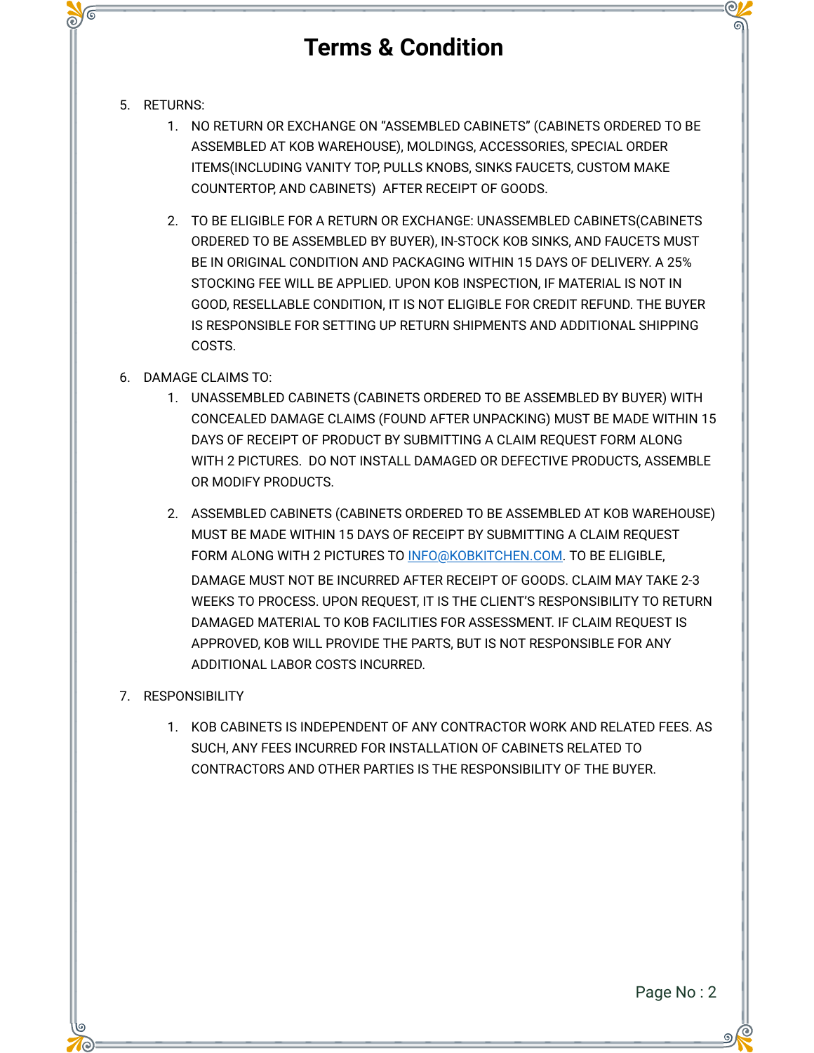# Terms & Condition

5. RETURNS:
    1. NO RETURN OR EXCHANGE ON "ASSEMBLED CABINETS" (CABINETS ORDERED TO BE ASSEMBLED AT KOB WAREHOUSE), MOLDINGS, ACCESSORIES, SPECIAL ORDER ITEMS(INCLUDING VANITY TOP, PULLS KNOBS, SINKS FAUCETS, CUSTOM MAKE COUNTERTOP, AND CABINETS) AFTER RECEIPT OF GOODS.
    2. TO BE ELIGIBLE FOR A RETURN OR EXCHANGE: UNASSEMBLED CABINETS(CABINETS ORDERED TO BE ASSEMBLED BY BUYER), IN-STOCK KOB SINKS, AND FAUCETS MUST BE IN ORIGINAL CONDITION AND PACKAGING WITHIN 15 DAYS OF DELIVERY. A 25% STOCKING FEE WILL BE APPLIED. UPON KOB INSPECTION, IF MATERIAL IS NOT IN GOOD, RESELLABLE CONDITION, IT IS NOT ELIGIBLE FOR CREDIT REFUND. THE BUYER IS RESPONSIBLE FOR SETTING UP RETURN SHIPMENTS AND ADDITIONAL SHIPPING COSTS.
6. DAMAGE CLAIMS TO:
    1. UNASSEMBLED CABINETS (CABINETS ORDERED TO BE ASSEMBLED BY BUYER) WITH CONCEALED DAMAGE CLAIMS (FOUND AFTER UNPACKING) MUST BE MADE WITHIN 15 DAYS OF RECEIPT OF PRODUCT BY SUBMITTING A CLAIM REQUEST FORM ALONG WITH 2 PICTURES. DO NOT INSTALL DAMAGED OR DEFECTIVE PRODUCTS, ASSEMBLE OR MODIFY PRODUCTS.
    2. ASSEMBLED CABINETS (CABINETS ORDERED TO BE ASSEMBLED AT KOB WAREHOUSE) MUST BE MADE WITHIN 15 DAYS OF RECEIPT BY SUBMITTING A CLAIM REQUEST FORM ALONG WITH 2 PICTURES TO INFO@KOBKITCHEN.COM. TO BE ELIGIBLE, DAMAGE MUST NOT BE INCURRED AFTER RECEIPT OF GOODS. CLAIM MAY TAKE 2-3 WEEKS TO PROCESS. UPON REQUEST, IT IS THE CLIENT'S RESPONSIBILITY TO RETURN DAMAGED MATERIAL TO KOB FACILITIES FOR ASSESSMENT. IF CLAIM REQUEST IS APPROVED, KOB WILL PROVIDE THE PARTS, BUT IS NOT RESPONSIBLE FOR ANY ADDITIONAL LABOR COSTS INCURRED.
7. RESPONSIBILITY
    1. KOB CABINETS IS INDEPENDENT OF ANY CONTRACTOR WORK AND RELATED FEES. AS SUCH, ANY FEES INCURRED FOR INSTALLATION OF CABINETS RELATED TO CONTRACTORS AND OTHER PARTIES IS THE RESPONSIBILITY OF THE BUYER.